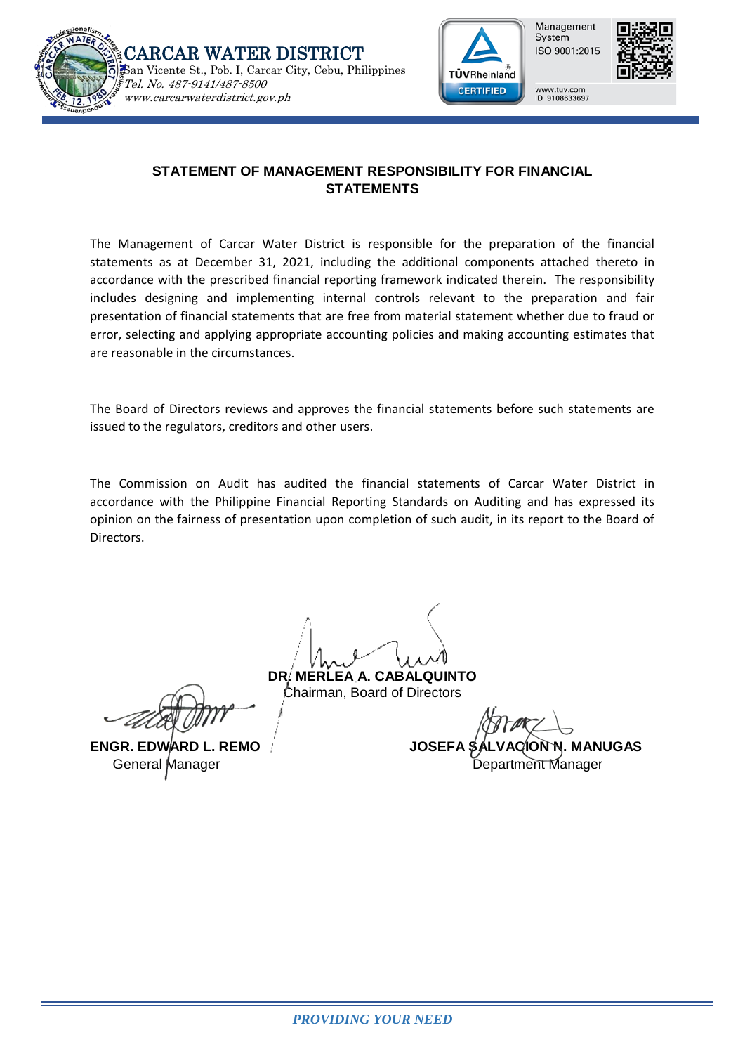**CARCAR WATER DISTRICT**
San Vicente St., Pob. I, Carcar City, Cebu, Philippines
*Tel. No. 487-9141/487-8500*
*www.carcarwaterdistrict.gov.ph*

Management System ISO 9001:2015
www.tuv.com ID 9108633697

## STATEMENT OF MANAGEMENT RESPONSIBILITY FOR FINANCIAL STATEMENTS

The Management of Carcar Water District is responsible for the preparation of the financial statements as at December 31, 2021, including the additional components attached thereto in accordance with the prescribed financial reporting framework indicated therein. The responsibility includes designing and implementing internal controls relevant to the preparation and fair presentation of financial statements that are free from material statement whether due to fraud or error, selecting and applying appropriate accounting policies and making accounting estimates that are reasonable in the circumstances.

The Board of Directors reviews and approves the financial statements before such statements are issued to the regulators, creditors and other users.

The Commission on Audit has audited the financial statements of Carcar Water District in accordance with the Philippine Financial Reporting Standards on Auditing and has expressed its opinion on the fairness of presentation upon completion of such audit, in its report to the Board of Directors.

**DR. MERLEA A. CABALQUINTO**
Chairman, Board of Directors

**ENGR. EDWARD L. REMO**
General Manager

**JOSEFA SALVACION N. MANUGAS**
Department Manager

*PROVIDING YOUR NEED*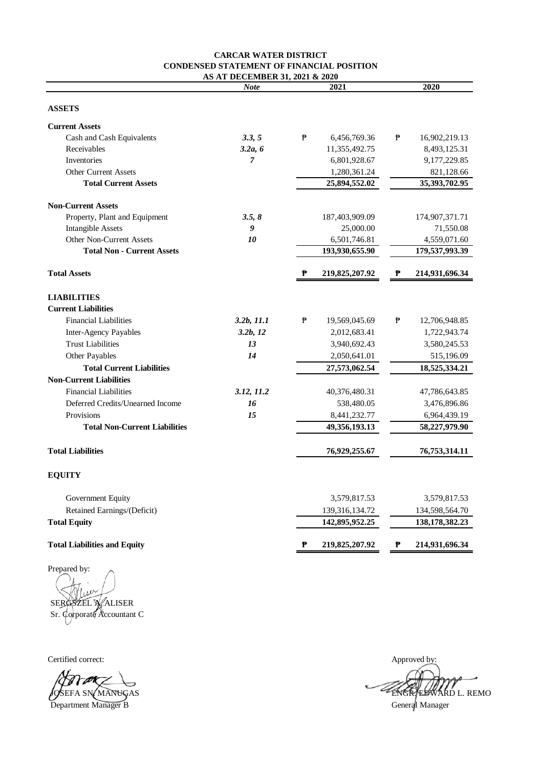# CARCAR WATER DISTRICT
## CONDENSED STATEMENT OF FINANCIAL POSITION
### AS AT DECEMBER 31, 2021 & 2020

| | *Note* | 2021 | 2020 |
|---|---|---|---|
| **ASSETS** | | | |
| **Current Assets** | | | |
| Cash and Cash Equivalents | ***3.3, 5*** | ₱ 6,456,769.36 | ₱ 16,902,219.13 |
| Receivables | ***3.2a, 6*** | 11,355,492.75 | 8,493,125.31 |
| Inventories | ***7*** | 6,801,928.67 | 9,177,229.85 |
| Other Current Assets | | 1,280,361.24 | 821,128.66 |
| **Total Current Assets** | | **25,894,552.02** | **35,393,702.95** |
| **Non-Current Assets** | | | |
| Property, Plant and Equipment | ***3.5, 8*** | 187,403,909.09 | 174,907,371.71 |
| Intangible Assets | ***9*** | 25,000.00 | 71,550.08 |
| Other Non-Current Assets | ***10*** | 6,501,746.81 | 4,559,071.60 |
| **Total Non - Current Assets** | | **193,930,655.90** | **179,537,993.39** |
| **Total Assets** | | **₱ 219,825,207.92** | **₱ 214,931,696.34** |
| **LIABILITIES** | | | |
| **Current Liabilities** | | | |
| Financial Liabilities | ***3.2b, 11.1*** | ₱ 19,569,045.69 | ₱ 12,706,948.85 |
| Inter-Agency Payables | ***3.2b, 12*** | 2,012,683.41 | 1,722,943.74 |
| Trust Liabilities | ***13*** | 3,940,692.43 | 3,580,245.53 |
| Other Payables | ***14*** | 2,050,641.01 | 515,196.09 |
| **Total Current Liabilities** | | **27,573,062.54** | **18,525,334.21** |
| **Non-Current Liabilities** | | | |
| Financial Liabilities | ***3.12, 11.2*** | 40,376,480.31 | 47,786,643.85 |
| Deferred Credits/Unearned Income | ***16*** | 538,480.05 | 3,476,896.86 |
| Provisions | ***15*** | 8,441,232.77 | 6,964,439.19 |
| **Total Non-Current Liabilities** | | **49,356,193.13** | **58,227,979.90** |
| **Total Liabilities** | | **76,929,255.67** | **76,753,314.11** |
| **EQUITY** | | | |
| Government Equity | | 3,579,817.53 | 3,579,817.53 |
| Retained Earnings/(Deficit) | | 139,316,134.72 | 134,598,564.70 |
| **Total Equity** | | **142,895,952.25** | **138,178,382.23** |
| **Total Liabilities and Equity** | | **₱ 219,825,207.92** | **₱ 214,931,696.34** |

Prepared by:

SERGSZEL A. ALISER
Sr. Corporate Accountant C

Certified correct:

JOSEFA SN. MANUGAS
Department Manager B

Approved by:

ENGR. EDWARD L. REMO
General Manager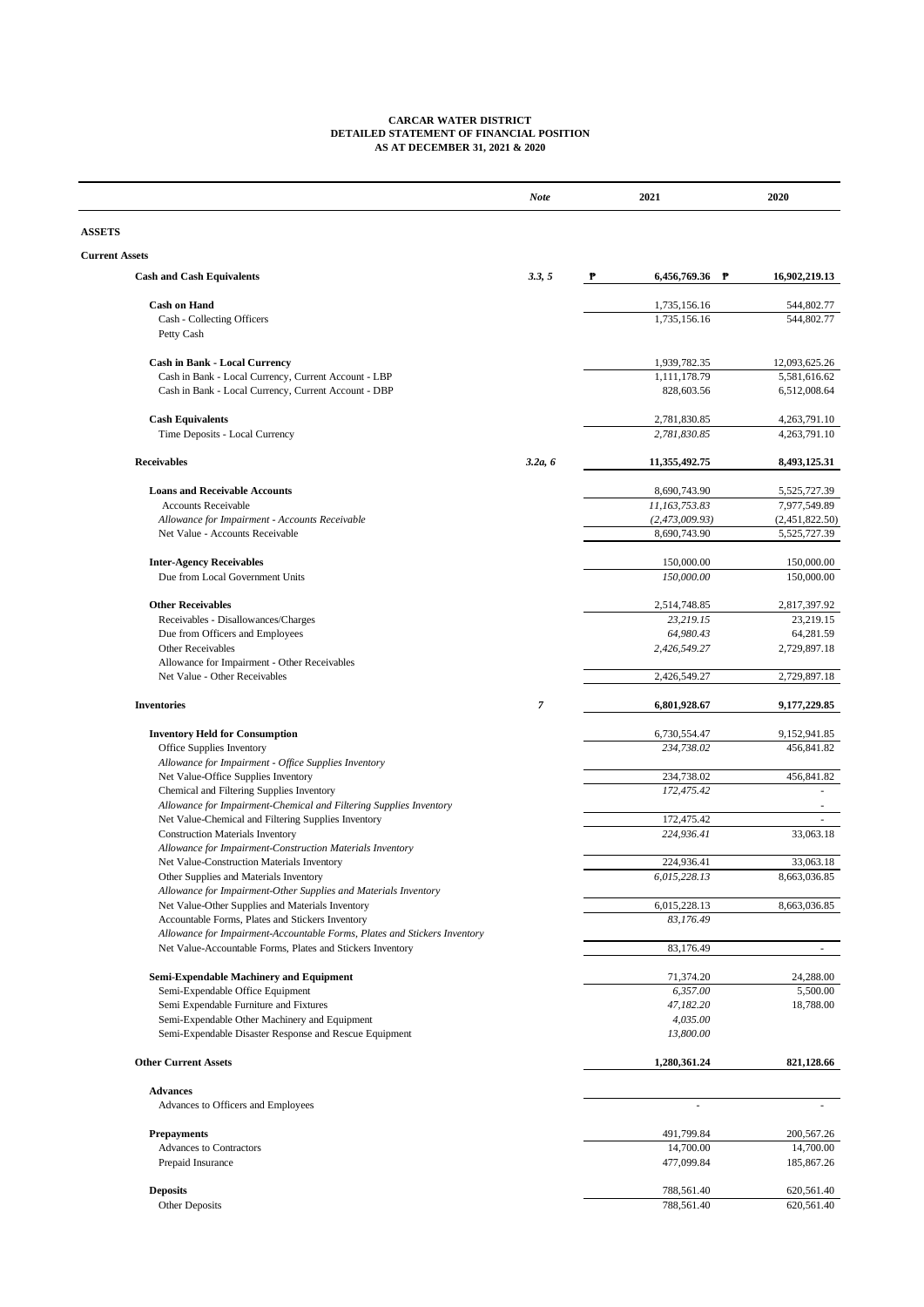**CARCAR WATER DISTRICT**
**DETAILED STATEMENT OF FINANCIAL POSITION**
**AS AT DECEMBER 31, 2021 & 2020**

| | *Note* | 2021 | 2020 |
|---|---|---|---|
| **ASSETS** | | | |
| **Current Assets** | | | |
| **Cash and Cash Equivalents** | *3.3, 5* | ₱ 6,456,769.36 | ₱ 16,902,219.13 |
| **Cash on Hand** | | 1,735,156.16 | 544,802.77 |
| Cash - Collecting Officers | | 1,735,156.16 | 544,802.77 |
| Petty Cash | | | |
| **Cash in Bank - Local Currency** | | 1,939,782.35 | 12,093,625.26 |
| Cash in Bank - Local Currency, Current Account - LBP | | 1,111,178.79 | 5,581,616.62 |
| Cash in Bank - Local Currency, Current Account - DBP | | 828,603.56 | 6,512,008.64 |
| **Cash Equivalents** | | 2,781,830.85 | 4,263,791.10 |
| Time Deposits - Local Currency | | *2,781,830.85* | 4,263,791.10 |
| **Receivables** | *3.2a, 6* | 11,355,492.75 | 8,493,125.31 |
| **Loans and Receivable Accounts** | | 8,690,743.90 | 5,525,727.39 |
| Accounts Receivable | | *11,163,753.83* | 7,977,549.89 |
| *Allowance for Impairment - Accounts Receivable* | | *(2,473,009.93)* | (2,451,822.50) |
| Net Value - Accounts Receivable | | 8,690,743.90 | 5,525,727.39 |
| **Inter-Agency Receivables** | | 150,000.00 | 150,000.00 |
| Due from Local Government Units | | *150,000.00* | 150,000.00 |
| **Other Receivables** | | 2,514,748.85 | 2,817,397.92 |
| Receivables - Disallowances/Charges | | *23,219.15* | 23,219.15 |
| Due from Officers and Employees | | *64,980.43* | 64,281.59 |
| Other Receivables | | *2,426,549.27* | 2,729,897.18 |
| Allowance for Impairment - Other Receivables | | | |
| Net Value - Other Receivables | | 2,426,549.27 | 2,729,897.18 |
| **Inventories** | *7* | 6,801,928.67 | 9,177,229.85 |
| **Inventory Held for Consumption** | | 6,730,554.47 | 9,152,941.85 |
| Office Supplies Inventory | | *234,738.02* | 456,841.82 |
| *Allowance for Impairment - Office Supplies Inventory* | | | |
| Net Value-Office Supplies Inventory | | 234,738.02 | 456,841.82 |
| Chemical and Filtering Supplies Inventory | | *172,475.42* | - |
| *Allowance for Impairment-Chemical and Filtering Supplies Inventory* | | | - |
| Net Value-Chemical and Filtering Supplies Inventory | | 172,475.42 | - |
| Construction Materials Inventory | | *224,936.41* | 33,063.18 |
| *Allowance for Impairment-Construction Materials Inventory* | | | |
| Net Value-Construction Materials Inventory | | 224,936.41 | 33,063.18 |
| Other Supplies and Materials Inventory | | *6,015,228.13* | 8,663,036.85 |
| *Allowance for Impairment-Other Supplies and Materials Inventory* | | | |
| Net Value-Other Supplies and Materials Inventory | | 6,015,228.13 | 8,663,036.85 |
| Accountable Forms, Plates and Stickers Inventory | | *83,176.49* | |
| *Allowance for Impairment-Accountable Forms, Plates and Stickers Inventory* | | | |
| Net Value-Accountable Forms, Plates and Stickers Inventory | | 83,176.49 | - |
| **Semi-Expendable Machinery and Equipment** | | 71,374.20 | 24,288.00 |
| Semi-Expendable Office Equipment | | *6,357.00* | 5,500.00 |
| Semi Expendable Furniture and Fixtures | | *47,182.20* | 18,788.00 |
| Semi-Expendable Other Machinery and Equipment | | *4,035.00* | |
| Semi-Expendable Disaster Response and Rescue Equipment | | *13,800.00* | |
| **Other Current Assets** | | 1,280,361.24 | 821,128.66 |
| **Advances** | | | |
| Advances to Officers and Employees | | - | - |
| **Prepayments** | | 491,799.84 | 200,567.26 |
| Advances to Contractors | | 14,700.00 | 14,700.00 |
| Prepaid Insurance | | 477,099.84 | 185,867.26 |
| **Deposits** | | 788,561.40 | 620,561.40 |
| Other Deposits | | 788,561.40 | 620,561.40 |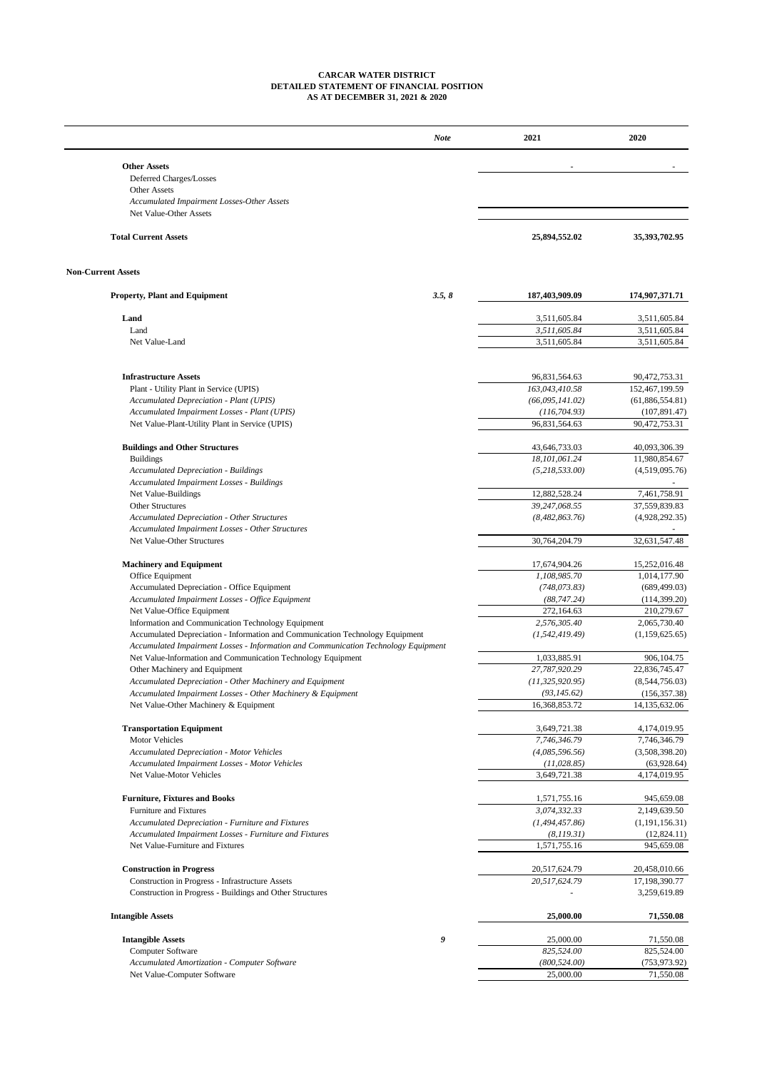# CARCAR WATER DISTRICT
## DETAILED STATEMENT OF FINANCIAL POSITION
### AS AT DECEMBER 31, 2021 & 2020

| | *Note* | 2021 | 2020 |
|---|---|---|---|
| **Other Assets** | | - | - |
| Deferred Charges/Losses | | | |
| Other Assets | | | |
| *Accumulated Impairment Losses-Other Assets* | | | |
| Net Value-Other Assets | | | |
| **Total Current Assets** | | **25,894,552.02** | **35,393,702.95** |
| **Non-Current Assets** | | | |
| **Property, Plant and Equipment** | *3.5, 8* | **187,403,909.09** | **174,907,371.71** |
| **Land** | | 3,511,605.84 | 3,511,605.84 |
| Land | | *3,511,605.84* | 3,511,605.84 |
| Net Value-Land | | 3,511,605.84 | 3,511,605.84 |
| **Infrastructure Assets** | | 96,831,564.63 | 90,472,753.31 |
| Plant - Utility Plant in Service (UPIS) | | *163,043,410.58* | 152,467,199.59 |
| *Accumulated Depreciation - Plant (UPIS)* | | *(66,095,141.02)* | (61,886,554.81) |
| *Accumulated Impairment Losses - Plant (UPIS)* | | *(116,704.93)* | (107,891.47) |
| Net Value-Plant-Utility Plant in Service (UPIS) | | 96,831,564.63 | 90,472,753.31 |
| **Buildings and Other Structures** | | 43,646,733.03 | 40,093,306.39 |
| Buildings | | *18,101,061.24* | 11,980,854.67 |
| *Accumulated Depreciation - Buildings* | | *(5,218,533.00)* | (4,519,095.76) |
| *Accumulated Impairment Losses - Buildings* | | | - |
| Net Value-Buildings | | 12,882,528.24 | 7,461,758.91 |
| Other Structures | | *39,247,068.55* | 37,559,839.83 |
| *Accumulated Depreciation - Other Structures* | | *(8,482,863.76)* | (4,928,292.35) |
| *Accumulated Impairment Losses - Other Structures* | | | - |
| Net Value-Other Structures | | 30,764,204.79 | 32,631,547.48 |
| **Machinery and Equipment** | | 17,674,904.26 | 15,252,016.48 |
| Office Equipment | | *1,108,985.70* | 1,014,177.90 |
| Accumulated Depreciation - Office Equipment | | *(748,073.83)* | (689,499.03) |
| *Accumulated Impairment Losses - Office Equipment* | | *(88,747.24)* | (114,399.20) |
| Net Value-Office Equipment | | 272,164.63 | 210,279.67 |
| Information and Communication Technology Equipment | | *2,576,305.40* | 2,065,730.40 |
| Accumulated Depreciation - Information and Communication Technology Equipment | | *(1,542,419.49)* | (1,159,625.65) |
| *Accumulated Impairment Losses - Information and Communication Technology Equipment* | | | |
| Net Value-Information and Communication Technology Equipment | | 1,033,885.91 | 906,104.75 |
| Other Machinery and Equipment | | *27,787,920.29* | 22,836,745.47 |
| *Accumulated Depreciation - Other Machinery and Equipment* | | *(11,325,920.95)* | (8,544,756.03) |
| *Accumulated Impairment Losses - Other Machinery & Equipment* | | *(93,145.62)* | (156,357.38) |
| Net Value-Other Machinery & Equipment | | 16,368,853.72 | 14,135,632.06 |
| **Transportation Equipment** | | 3,649,721.38 | 4,174,019.95 |
| Motor Vehicles | | *7,746,346.79* | 7,746,346.79 |
| *Accumulated Depreciation - Motor Vehicles* | | *(4,085,596.56)* | (3,508,398.20) |
| *Accumulated Impairment Losses - Motor Vehicles* | | *(11,028.85)* | (63,928.64) |
| Net Value-Motor Vehicles | | 3,649,721.38 | 4,174,019.95 |
| **Furniture, Fixtures and Books** | | 1,571,755.16 | 945,659.08 |
| Furniture and Fixtures | | *3,074,332.33* | 2,149,639.50 |
| *Accumulated Depreciation - Furniture and Fixtures* | | *(1,494,457.86)* | (1,191,156.31) |
| *Accumulated Impairment Losses - Furniture and Fixtures* | | *(8,119.31)* | (12,824.11) |
| Net Value-Furniture and Fixtures | | 1,571,755.16 | 945,659.08 |
| **Construction in Progress** | | 20,517,624.79 | 20,458,010.66 |
| Construction in Progress - Infrastructure Assets | | *20,517,624.79* | 17,198,390.77 |
| Construction in Progress - Buildings and Other Structures | | - | 3,259,619.89 |
| **Intangible Assets** | | **25,000.00** | **71,550.08** |
| **Intangible Assets** | *9* | 25,000.00 | 71,550.08 |
| Computer Software | | *825,524.00* | 825,524.00 |
| *Accumulated Amortization - Computer Software* | | *(800,524.00)* | (753,973.92) |
| Net Value-Computer Software | | 25,000.00 | 71,550.08 |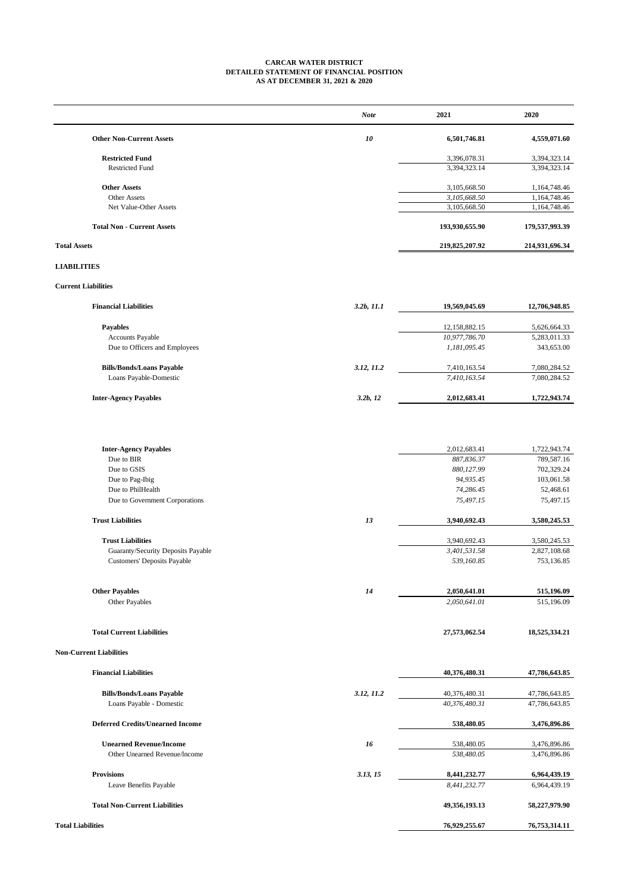**CARCAR WATER DISTRICT**
**DETAILED STATEMENT OF FINANCIAL POSITION**
**AS AT DECEMBER 31, 2021 & 2020**

| | *Note* | 2021 | 2020 |
|---|---|---|---|
| **Other Non-Current Assets** | *10* | **6,501,746.81** | **4,559,071.60** |
| **Restricted Fund** | | 3,396,078.31 | 3,394,323.14 |
| Restricted Fund | | 3,394,323.14 | 3,394,323.14 |
| **Other Assets** | | 3,105,668.50 | 1,164,748.46 |
| Other Assets | | *3,105,668.50* | 1,164,748.46 |
| Net Value-Other Assets | | 3,105,668.50 | 1,164,748.46 |
| **Total Non - Current Assets** | | **193,930,655.90** | **179,537,993.39** |
| **Total Assets** | | **219,825,207.92** | **214,931,696.34** |
| **LIABILITIES** | | | |
| **Current Liabilities** | | | |
| **Financial Liabilities** | *3.2b, 11.1* | **19,569,045.69** | **12,706,948.85** |
| **Payables** | | 12,158,882.15 | 5,626,664.33 |
| Accounts Payable | | *10,977,786.70* | 5,283,011.33 |
| Due to Officers and Employees | | *1,181,095.45* | 343,653.00 |
| **Bills/Bonds/Loans Payable** | *3.12, 11.2* | 7,410,163.54 | 7,080,284.52 |
| Loans Payable-Domestic | | *7,410,163.54* | 7,080,284.52 |
| **Inter-Agency Payables** | *3.2b, 12* | **2,012,683.41** | **1,722,943.74** |
| **Inter-Agency Payables** | | 2,012,683.41 | 1,722,943.74 |
| Due to BIR | | *887,836.37* | 789,587.16 |
| Due to GSIS | | *880,127.99* | 702,329.24 |
| Due to Pag-Ibig | | *94,935.45* | 103,061.58 |
| Due to PhilHealth | | *74,286.45* | 52,468.61 |
| Due to Government Corporations | | *75,497.15* | 75,497.15 |
| **Trust Liabilities** | *13* | **3,940,692.43** | **3,580,245.53** |
| **Trust Liabilities** | | 3,940,692.43 | 3,580,245.53 |
| Guaranty/Security Deposits Payable | | *3,401,531.58* | 2,827,108.68 |
| Customers' Deposits Payable | | *539,160.85* | 753,136.85 |
| **Other Payables** | *14* | **2,050,641.01** | **515,196.09** |
| Other Payables | | *2,050,641.01* | 515,196.09 |
| **Total Current Liabilities** | | **27,573,062.54** | **18,525,334.21** |
| **Non-Current Liabilities** | | | |
| **Financial Liabilities** | | **40,376,480.31** | **47,786,643.85** |
| **Bills/Bonds/Loans Payable** | *3.12, 11.2* | 40,376,480.31 | 47,786,643.85 |
| Loans Payable - Domestic | | *40,376,480.31* | 47,786,643.85 |
| **Deferred Credits/Unearned Income** | | **538,480.05** | **3,476,896.86** |
| **Unearned Revenue/Income** | *16* | 538,480.05 | 3,476,896.86 |
| Other Unearned Revenue/Income | | *538,480.05* | 3,476,896.86 |
| **Provisions** | *3.13, 15* | **8,441,232.77** | **6,964,439.19** |
| Leave Benefits Payable | | *8,441,232.77* | 6,964,439.19 |
| **Total Non-Current Liabilities** | | **49,356,193.13** | **58,227,979.90** |
| **Total Liabilities** | | **76,929,255.67** | **76,753,314.11** |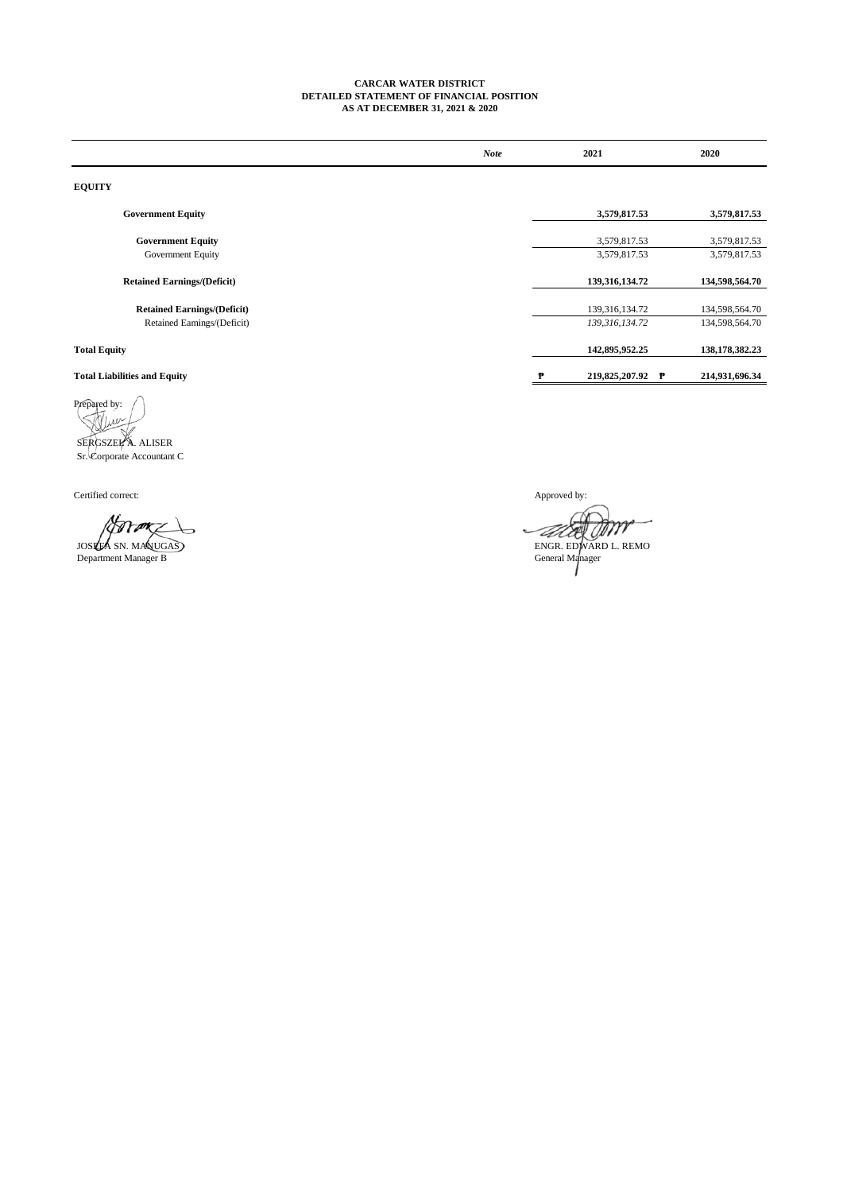**CARCAR WATER DISTRICT**
**DETAILED STATEMENT OF FINANCIAL POSITION**
**AS AT DECEMBER 31, 2021 & 2020**

| | *Note* | 2021 | 2020 |
|---|---|---|---|
| **EQUITY** | | | |
| **Government Equity** | | **3,579,817.53** | **3,579,817.53** |
| **Government Equity** | | 3,579,817.53 | 3,579,817.53 |
| Government Equity | | 3,579,817.53 | 3,579,817.53 |
| **Retained Earnings/(Deficit)** | | **139,316,134.72** | **134,598,564.70** |
| **Retained Earnings/(Deficit)** | | 139,316,134.72 | 134,598,564.70 |
| Retained Earnings/(Deficit) | | *139,316,134.72* | 134,598,564.70 |
| **Total Equity** | | **142,895,952.25** | **138,178,382.23** |
| **Total Liabilities and Equity** | | **₱ 219,825,207.92** | **₱ 214,931,696.34** |

Prepared by:

SERGSZEL A. ALISER
Sr. Corporate Accountant C

Certified correct:

JOSEFA SN. MANUGAS
Department Manager B

Approved by:

ENGR. EDWARD L. REMO
General Manager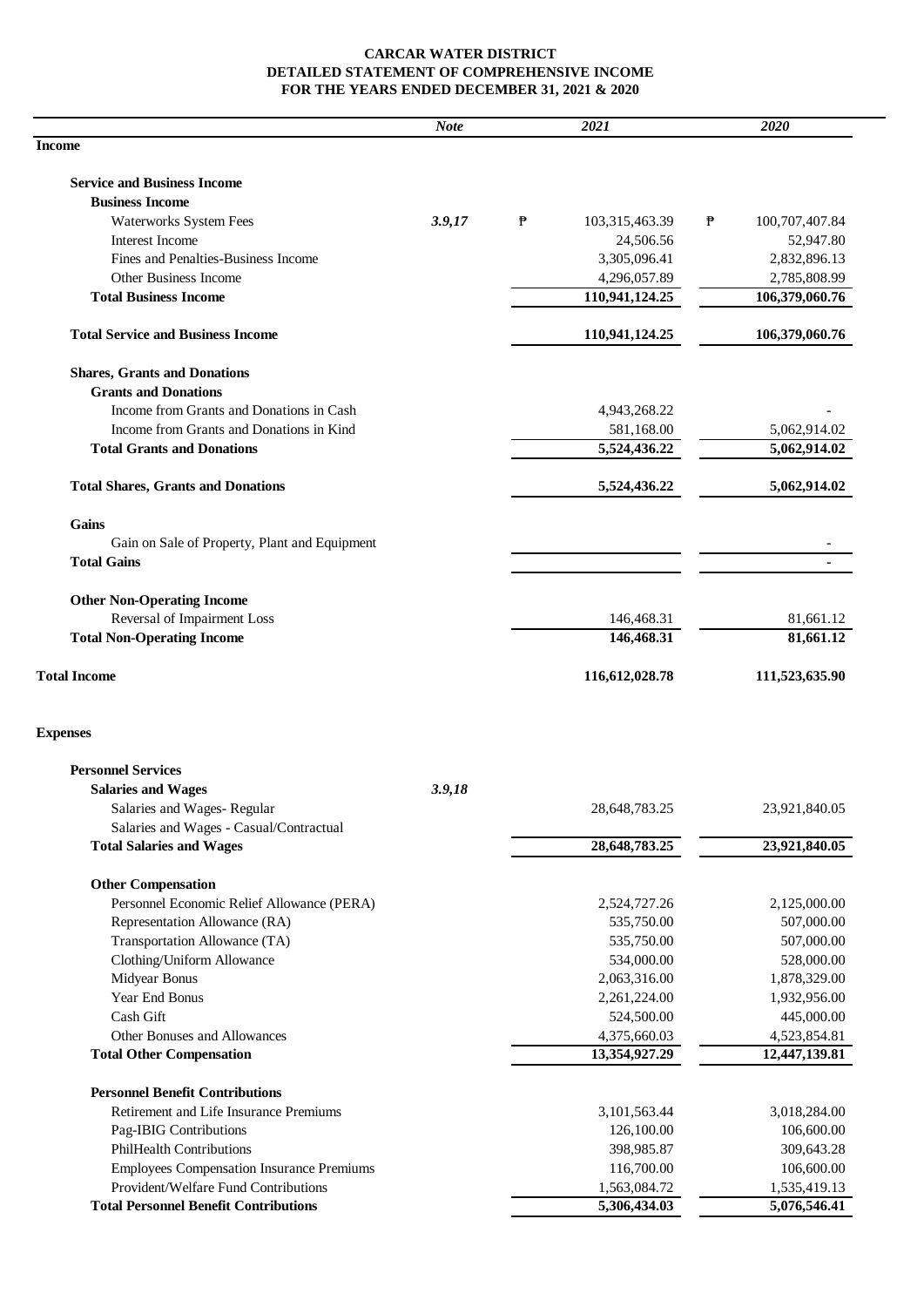**CARCAR WATER DISTRICT**
**DETAILED STATEMENT OF COMPREHENSIVE INCOME**
**FOR THE YEARS ENDED DECEMBER 31, 2021 & 2020**

| | *Note* | *2021* | *2020* |
|---|---|---|---|
| **Income** | | | |
| **Service and Business Income** | | | |
| **Business Income** | | | |
| Waterworks System Fees | ***3.9,17*** | ₱ 103,315,463.39 | ₱ 100,707,407.84 |
| Interest Income | | 24,506.56 | 52,947.80 |
| Fines and Penalties-Business Income | | 3,305,096.41 | 2,832,896.13 |
| Other Business Income | | 4,296,057.89 | 2,785,808.99 |
| **Total Business Income** | | **110,941,124.25** | **106,379,060.76** |
| **Total Service and Business Income** | | **110,941,124.25** | **106,379,060.76** |
| **Shares, Grants and Donations** | | | |
| **Grants and Donations** | | | |
| Income from Grants and Donations in Cash | | 4,943,268.22 | - |
| Income from Grants and Donations in Kind | | 581,168.00 | 5,062,914.02 |
| **Total Grants and Donations** | | **5,524,436.22** | **5,062,914.02** |
| **Total Shares, Grants and Donations** | | **5,524,436.22** | **5,062,914.02** |
| **Gains** | | | |
| Gain on Sale of Property, Plant and Equipment | | | - |
| **Total Gains** | | | **-** |
| **Other Non-Operating Income** | | | |
| Reversal of Impairment Loss | | 146,468.31 | 81,661.12 |
| **Total Non-Operating Income** | | **146,468.31** | **81,661.12** |
| **Total Income** | | **116,612,028.78** | **111,523,635.90** |
| **Expenses** | | | |
| **Personnel Services** | | | |
| **Salaries and Wages** | ***3.9,18*** | | |
| Salaries and Wages- Regular | | 28,648,783.25 | 23,921,840.05 |
| Salaries and Wages - Casual/Contractual | | | |
| **Total Salaries and Wages** | | **28,648,783.25** | **23,921,840.05** |
| **Other Compensation** | | | |
| Personnel Economic Relief Allowance (PERA) | | 2,524,727.26 | 2,125,000.00 |
| Representation Allowance (RA) | | 535,750.00 | 507,000.00 |
| Transportation Allowance (TA) | | 535,750.00 | 507,000.00 |
| Clothing/Uniform Allowance | | 534,000.00 | 528,000.00 |
| Midyear Bonus | | 2,063,316.00 | 1,878,329.00 |
| Year End Bonus | | 2,261,224.00 | 1,932,956.00 |
| Cash Gift | | 524,500.00 | 445,000.00 |
| Other Bonuses and Allowances | | 4,375,660.03 | 4,523,854.81 |
| **Total Other Compensation** | | **13,354,927.29** | **12,447,139.81** |
| **Personnel Benefit Contributions** | | | |
| Retirement and Life Insurance Premiums | | 3,101,563.44 | 3,018,284.00 |
| Pag-IBIG Contributions | | 126,100.00 | 106,600.00 |
| PhilHealth Contributions | | 398,985.87 | 309,643.28 |
| Employees Compensation Insurance Premiums | | 116,700.00 | 106,600.00 |
| Provident/Welfare Fund Contributions | | 1,563,084.72 | 1,535,419.13 |
| **Total Personnel Benefit Contributions** | | **5,306,434.03** | **5,076,546.41** |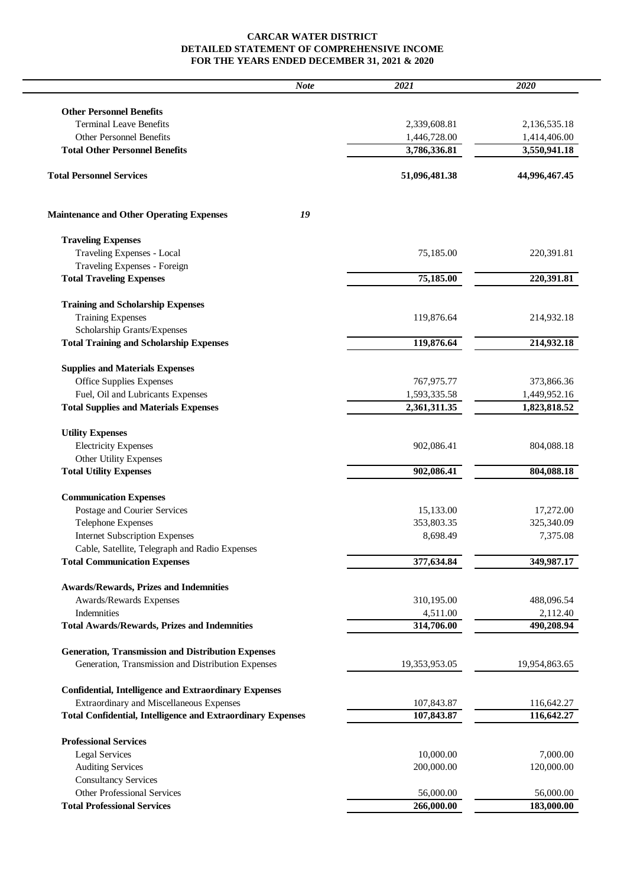**CARCAR WATER DISTRICT**
**DETAILED STATEMENT OF COMPREHENSIVE INCOME**
**FOR THE YEARS ENDED DECEMBER 31, 2021 & 2020**

| | *Note* | *2021* | *2020* |
|---|---|---|---|
| **Other Personnel Benefits** | | | |
| Terminal Leave Benefits | | 2,339,608.81 | 2,136,535.18 |
| Other Personnel Benefits | | 1,446,728.00 | 1,414,406.00 |
| **Total Other Personnel Benefits** | | **3,786,336.81** | **3,550,941.18** |
| **Total Personnel Services** | | **51,096,481.38** | **44,996,467.45** |
| **Maintenance and Other Operating Expenses** | ***19*** | | |
| **Traveling Expenses** | | | |
| Traveling Expenses - Local | | 75,185.00 | 220,391.81 |
| Traveling Expenses - Foreign | | | |
| **Total Traveling Expenses** | | **75,185.00** | **220,391.81** |
| **Training and Scholarship Expenses** | | | |
| Training Expenses | | 119,876.64 | 214,932.18 |
| Scholarship Grants/Expenses | | | |
| **Total Training and Scholarship Expenses** | | **119,876.64** | **214,932.18** |
| **Supplies and Materials Expenses** | | | |
| Office Supplies Expenses | | 767,975.77 | 373,866.36 |
| Fuel, Oil and Lubricants Expenses | | 1,593,335.58 | 1,449,952.16 |
| **Total Supplies and Materials Expenses** | | **2,361,311.35** | **1,823,818.52** |
| **Utility Expenses** | | | |
| Electricity Expenses | | 902,086.41 | 804,088.18 |
| Other Utility Expenses | | | |
| **Total Utility Expenses** | | **902,086.41** | **804,088.18** |
| **Communication Expenses** | | | |
| Postage and Courier Services | | 15,133.00 | 17,272.00 |
| Telephone Expenses | | 353,803.35 | 325,340.09 |
| Internet Subscription Expenses | | 8,698.49 | 7,375.08 |
| Cable, Satellite, Telegraph and Radio Expenses | | | |
| **Total Communication Expenses** | | **377,634.84** | **349,987.17** |
| **Awards/Rewards, Prizes and Indemnities** | | | |
| Awards/Rewards Expenses | | 310,195.00 | 488,096.54 |
| Indemnities | | 4,511.00 | 2,112.40 |
| **Total Awards/Rewards, Prizes and Indemnities** | | **314,706.00** | **490,208.94** |
| **Generation, Transmission and Distribution Expenses** | | | |
| Generation, Transmission and Distribution Expenses | | 19,353,953.05 | 19,954,863.65 |
| **Confidential, Intelligence and Extraordinary Expenses** | | | |
| Extraordinary and Miscellaneous Expenses | | 107,843.87 | 116,642.27 |
| **Total Confidential, Intelligence and Extraordinary Expenses** | | **107,843.87** | **116,642.27** |
| **Professional Services** | | | |
| Legal Services | | 10,000.00 | 7,000.00 |
| Auditing Services | | 200,000.00 | 120,000.00 |
| Consultancy Services | | | |
| Other Professional Services | | 56,000.00 | 56,000.00 |
| **Total Professional Services** | | **266,000.00** | **183,000.00** |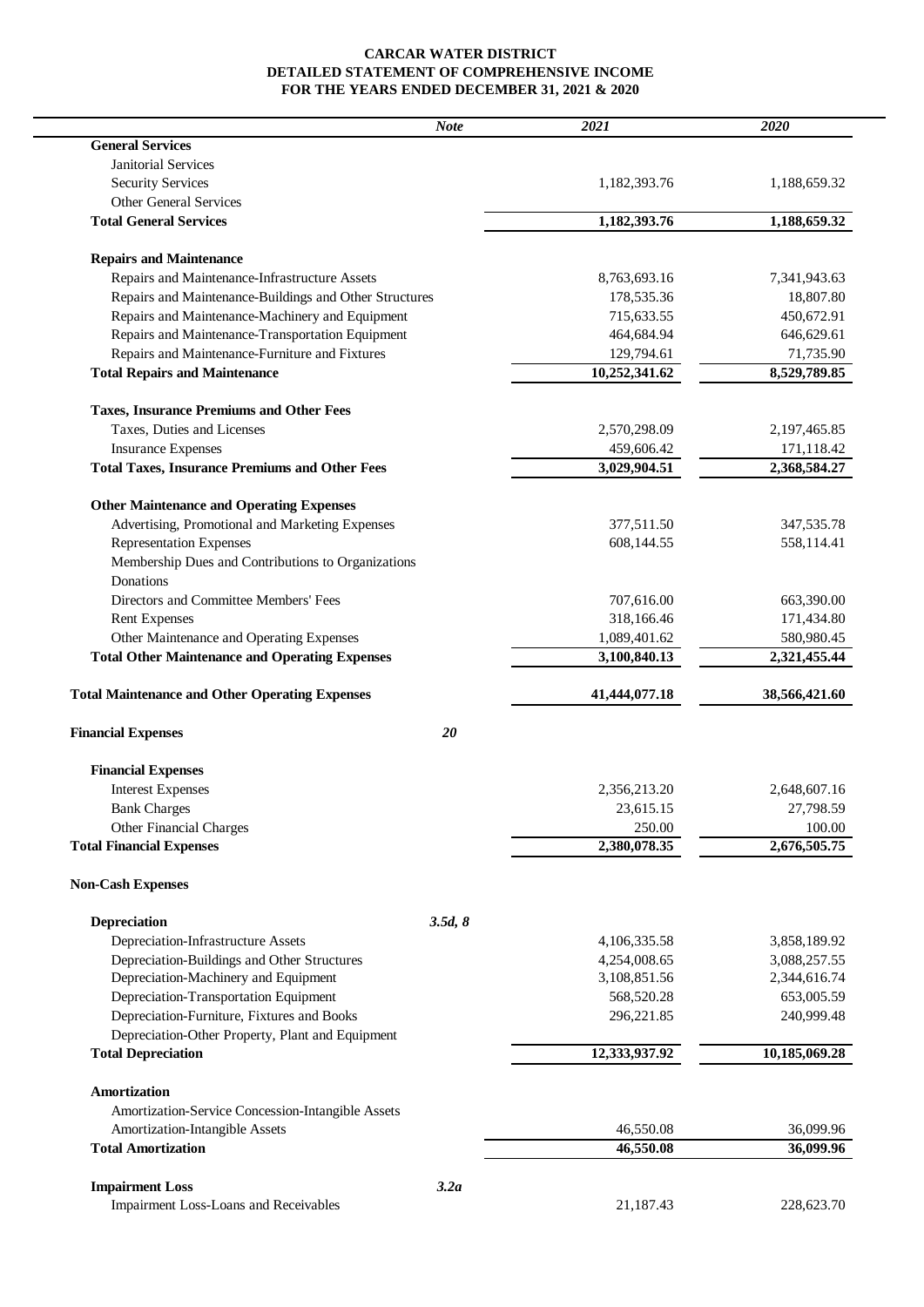# CARCAR WATER DISTRICT
## DETAILED STATEMENT OF COMPREHENSIVE INCOME
### FOR THE YEARS ENDED DECEMBER 31, 2021 & 2020

| | Note | 2021 | 2020 |
|---|---|---|---|
| **General Services** | | | |
| Janitorial Services | | | |
| Security Services | | 1,182,393.76 | 1,188,659.32 |
| Other General Services | | | |
| **Total General Services** | | **1,182,393.76** | **1,188,659.32** |
| | | | |
| **Repairs and Maintenance** | | | |
| Repairs and Maintenance-Infrastructure Assets | | 8,763,693.16 | 7,341,943.63 |
| Repairs and Maintenance-Buildings and Other Structures | | 178,535.36 | 18,807.80 |
| Repairs and Maintenance-Machinery and Equipment | | 715,633.55 | 450,672.91 |
| Repairs and Maintenance-Transportation Equipment | | 464,684.94 | 646,629.61 |
| Repairs and Maintenance-Furniture and Fixtures | | 129,794.61 | 71,735.90 |
| **Total Repairs and Maintenance** | | **10,252,341.62** | **8,529,789.85** |
| | | | |
| **Taxes, Insurance Premiums and Other Fees** | | | |
| Taxes, Duties and Licenses | | 2,570,298.09 | 2,197,465.85 |
| Insurance Expenses | | 459,606.42 | 171,118.42 |
| **Total Taxes, Insurance Premiums and Other Fees** | | **3,029,904.51** | **2,368,584.27** |
| | | | |
| **Other Maintenance and Operating Expenses** | | | |
| Advertising, Promotional and Marketing Expenses | | 377,511.50 | 347,535.78 |
| Representation Expenses | | 608,144.55 | 558,114.41 |
| Membership Dues and Contributions to Organizations | | | |
| Donations | | | |
| Directors and Committee Members' Fees | | 707,616.00 | 663,390.00 |
| Rent Expenses | | 318,166.46 | 171,434.80 |
| Other Maintenance and Operating Expenses | | 1,089,401.62 | 580,980.45 |
| **Total Other Maintenance and Operating Expenses** | | **3,100,840.13** | **2,321,455.44** |
| | | | |
| **Total Maintenance and Other Operating Expenses** | | **41,444,077.18** | **38,566,421.60** |
| | | | |
| **Financial Expenses** | ***20*** | | |
| | | | |
| **Financial Expenses** | | | |
| Interest Expenses | | 2,356,213.20 | 2,648,607.16 |
| Bank Charges | | 23,615.15 | 27,798.59 |
| Other Financial Charges | | 250.00 | 100.00 |
| **Total Financial Expenses** | | **2,380,078.35** | **2,676,505.75** |
| | | | |
| **Non-Cash Expenses** | | | |
| | | | |
| **Depreciation** | ***3.5d, 8*** | | |
| Depreciation-Infrastructure Assets | | 4,106,335.58 | 3,858,189.92 |
| Depreciation-Buildings and Other Structures | | 4,254,008.65 | 3,088,257.55 |
| Depreciation-Machinery and Equipment | | 3,108,851.56 | 2,344,616.74 |
| Depreciation-Transportation Equipment | | 568,520.28 | 653,005.59 |
| Depreciation-Furniture, Fixtures and Books | | 296,221.85 | 240,999.48 |
| Depreciation-Other Property, Plant and Equipment | | | |
| **Total Depreciation** | | **12,333,937.92** | **10,185,069.28** |
| | | | |
| **Amortization** | | | |
| Amortization-Service Concession-Intangible Assets | | | |
| Amortization-Intangible Assets | | 46,550.08 | 36,099.96 |
| **Total Amortization** | | **46,550.08** | **36,099.96** |
| | | | |
| **Impairment Loss** | ***3.2a*** | | |
| Impairment Loss-Loans and Receivables | | 21,187.43 | 228,623.70 |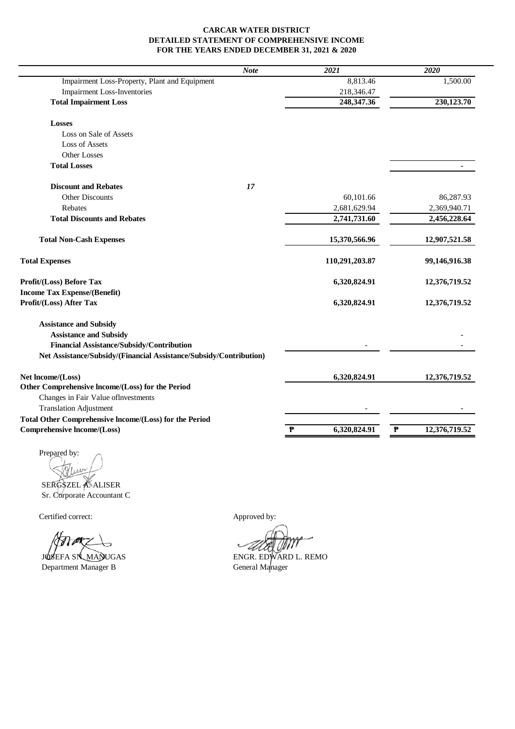**CARCAR WATER DISTRICT**
**DETAILED STATEMENT OF COMPREHENSIVE INCOME**
**FOR THE YEARS ENDED DECEMBER 31, 2021 & 2020**

| | *Note* | *2021* | *2020* |
|---|---|---|---|
| Impairment Loss-Property, Plant and Equipment | | 8,813.46 | 1,500.00 |
| Impairment Loss-Inventories | | 218,346.47 | |
| **Total Impairment Loss** | | **248,347.36** | **230,123.70** |
| **Losses** | | | |
| Loss on Sale of Assets | | | |
| Loss of Assets | | | |
| Other Losses | | | |
| **Total Losses** | | | **-** |
| **Discount and Rebates** | ***17*** | | |
| Other Discounts | | 60,101.66 | 86,287.93 |
| Rebates | | 2,681,629.94 | 2,369,940.71 |
| **Total Discounts and Rebates** | | **2,741,731.60** | **2,456,228.64** |
| **Total Non-Cash Expenses** | | **15,370,566.96** | **12,907,521.58** |
| **Total Expenses** | | **110,291,203.87** | **99,146,916.38** |
| **Profit/(Loss) Before Tax** | | **6,320,824.91** | **12,376,719.52** |
| **Income Tax Expense/(Benefit)** | | | |
| **Profit/(Loss) After Tax** | | **6,320,824.91** | **12,376,719.52** |
| **Assistance and Subsidy** | | | |
| **Assistance and Subsidy** | | | - |
| **Financial Assistance/Subsidy/Contribution** | | - | - |
| **Net Assistance/Subsidy/(Financial Assistance/Subsidy/Contribution)** | | | |
| **Net lncome/(Loss)** | | **6,320,824.91** | **12,376,719.52** |
| **Other Comprehensive lncome/(Loss) for the Period** | | | |
| Changes in Fair Value oflnvestments | | | |
| Translation Adjustment | | - | - |
| **Total Other Comprehensive lncome/(Loss) for the Period** | | | |
| **Comprehensive lncome/(Loss)** | | **₱ 6,320,824.91** | **₱ 12,376,719.52** |

Prepared by:

SERGSZEL A. ALISER
Sr. Corporate Accountant C

Certified correct:

JOSEFA SN. MANUGAS
Department Manager B

Approved by:

ENGR. EDWARD L. REMO
General Manager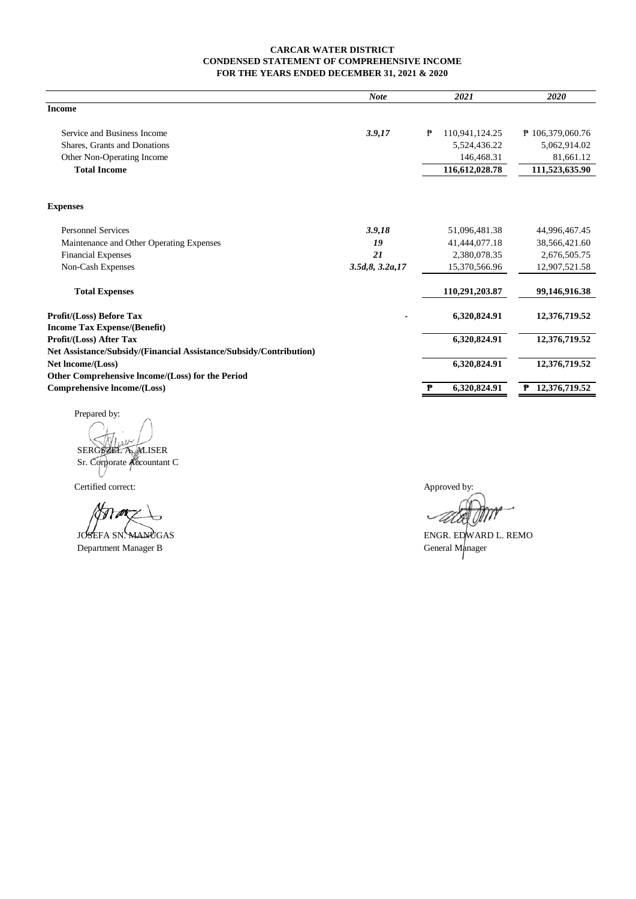**CARCAR WATER DISTRICT**
**CONDENSED STATEMENT OF COMPREHENSIVE INCOME**
**FOR THE YEARS ENDED DECEMBER 31, 2021 & 2020**

| | *Note* | *2021* | *2020* |
|---|---|---|---|
| **Income** | | | |
| Service and Business Income | *3.9,17* | ₱ 110,941,124.25 | ₱ 106,379,060.76 |
| Shares, Grants and Donations | | 5,524,436.22 | 5,062,914.02 |
| Other Non-Operating Income | | 146,468.31 | 81,661.12 |
| **Total Income** | | **116,612,028.78** | **111,523,635.90** |
| **Expenses** | | | |
| Personnel Services | *3.9,18* | 51,096,481.38 | 44,996,467.45 |
| Maintenance and Other Operating Expenses | *19* | 41,444,077.18 | 38,566,421.60 |
| Financial Expenses | *21* | 2,380,078.35 | 2,676,505.75 |
| Non-Cash Expenses | *3.5d,8, 3.2a,17* | 15,370,566.96 | 12,907,521.58 |
| **Total Expenses** | | **110,291,203.87** | **99,146,916.38** |
| **Profit/(Loss) Before Tax** | - | **6,320,824.91** | **12,376,719.52** |
| **Income Tax Expense/(Benefit)** | | | |
| **Profit/(Loss) After Tax** | | **6,320,824.91** | **12,376,719.52** |
| **Net Assistance/Subsidy/(Financial Assistance/Subsidy/Contribution)** | | | |
| **Net Income/(Loss)** | | **6,320,824.91** | **12,376,719.52** |
| **Other Comprehensive Income/(Loss) for the Period** | | | |
| **Comprehensive Income/(Loss)** | | **₱ 6,320,824.91** | **₱ 12,376,719.52** |

Prepared by:

SERGSZEL A. ALISER
Sr. Corporate Accountant C

Certified correct:

JOSEFA SN. MANUGAS
Department Manager B

Approved by:

ENGR. EDWARD L. REMO
General Manager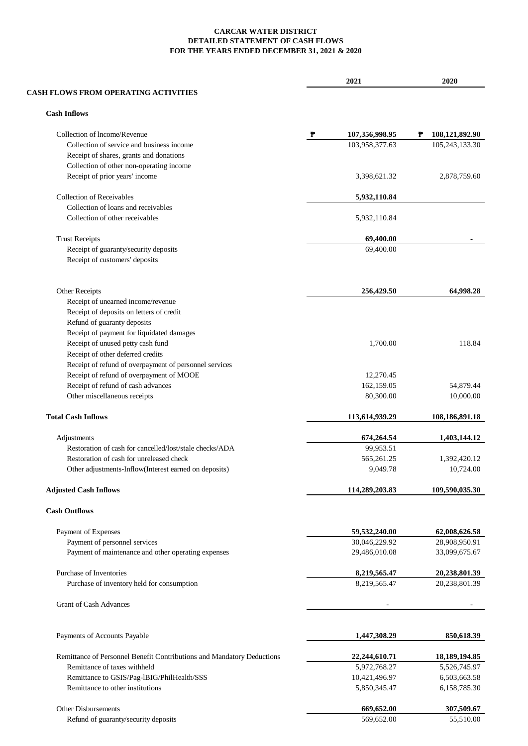**CARCAR WATER DISTRICT**
**DETAILED STATEMENT OF CASH FLOWS**
**FOR THE YEARS ENDED DECEMBER 31, 2021 & 2020**

| | 2021 | 2020 |
|---|---|---|
| **CASH FLOWS FROM OPERATING ACTIVITIES** | | |
| **Cash Inflows** | | |
| Collection of lncome/Revenue | ₱ 107,356,998.95 | ₱ 108,121,892.90 |
| Collection of service and business income | 103,958,377.63 | 105,243,133.30 |
| Receipt of shares, grants and donations | | |
| Collection of other non-operating income | | |
| Receipt of prior years' income | 3,398,621.32 | 2,878,759.60 |
| Collection of Receivables | **5,932,110.84** | |
| Collection of loans and receivables | | |
| Collection of other receivables | 5,932,110.84 | |
| Trust Receipts | **69,400.00** | **-** |
| Receipt of guaranty/security deposits | 69,400.00 | |
| Receipt of customers' deposits | | |
| Other Receipts | **256,429.50** | **64,998.28** |
| Receipt of unearned income/revenue | | |
| Receipt of deposits on letters of credit | | |
| Refund of guaranty deposits | | |
| Receipt of payment for liquidated damages | | |
| Receipt of unused petty cash fund | 1,700.00 | 118.84 |
| Receipt of other deferred credits | | |
| Receipt of refund of overpayment of personnel services | | |
| Receipt of refund of overpayment of MOOE | 12,270.45 | |
| Receipt of refund of cash advances | 162,159.05 | 54,879.44 |
| Other miscellaneous receipts | 80,300.00 | 10,000.00 |
| **Total Cash Inflows** | **113,614,939.29** | **108,186,891.18** |
| Adjustments | **674,264.54** | **1,403,144.12** |
| Restoration of cash for cancelled/lost/stale checks/ADA | 99,953.51 | |
| Restoration of cash for unreleased check | 565,261.25 | 1,392,420.12 |
| Other adjustments-Inflow(Interest earned on deposits) | 9,049.78 | 10,724.00 |
| **Adjusted Cash Inflows** | **114,289,203.83** | **109,590,035.30** |
| **Cash Outflows** | | |
| Payment of Expenses | **59,532,240.00** | **62,008,626.58** |
| Payment of personnel services | 30,046,229.92 | 28,908,950.91 |
| Payment of maintenance and other operating expenses | 29,486,010.08 | 33,099,675.67 |
| Purchase of Inventories | **8,219,565.47** | **20,238,801.39** |
| Purchase of inventory held for consumption | 8,219,565.47 | 20,238,801.39 |
| Grant of Cash Advances | **-** | **-** |
| Payments of Accounts Payable | **1,447,308.29** | **850,618.39** |
| Remittance of Personnel Benefit Contributions and Mandatory Deductions | **22,244,610.71** | **18,189,194.85** |
| Remittance of taxes withheld | 5,972,768.27 | 5,526,745.97 |
| Remittance to GSIS/Pag-lBIG/PhilHealth/SSS | 10,421,496.97 | 6,503,663.58 |
| Remittance to other institutions | 5,850,345.47 | 6,158,785.30 |
| Other Disbursements | **669,652.00** | **307,509.67** |
| Refund of guaranty/security deposits | 569,652.00 | 55,510.00 |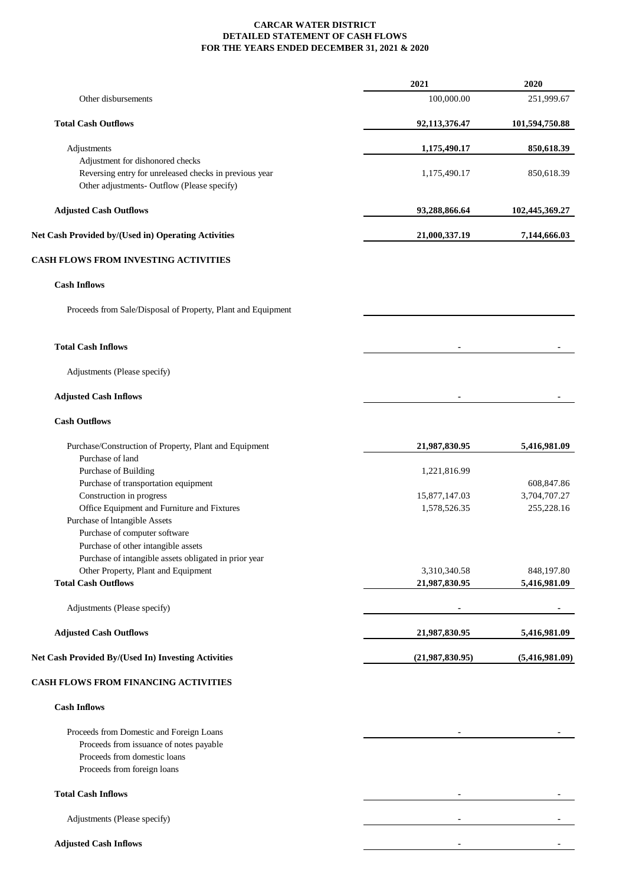**CARCAR WATER DISTRICT**
**DETAILED STATEMENT OF CASH FLOWS**
**FOR THE YEARS ENDED DECEMBER 31, 2021 & 2020**

| | 2021 | 2020 |
|---|---|---|
| Other disbursements | 100,000.00 | 251,999.67 |
| **Total Cash Outflows** | **92,113,376.47** | **101,594,750.88** |
| Adjustments | **1,175,490.17** | **850,618.39** |
| Adjustment for dishonored checks | | |
| Reversing entry for unreleased checks in previous year | 1,175,490.17 | 850,618.39 |
| Other adjustments- Outflow (Please specify) | | |
| **Adjusted Cash Outflows** | **93,288,866.64** | **102,445,369.27** |
| **Net Cash Provided by/(Used in) Operating Activities** | **21,000,337.19** | **7,144,666.03** |
| **CASH FLOWS FROM INVESTING ACTIVITIES** | | |
| **Cash Inflows** | | |
| Proceeds from Sale/Disposal of Property, Plant and Equipment | | |
| **Total Cash Inflows** | - | - |
| Adjustments (Please specify) | | |
| **Adjusted Cash Inflows** | - | - |
| **Cash Outflows** | | |
| Purchase/Construction of Property, Plant and Equipment | **21,987,830.95** | **5,416,981.09** |
| Purchase of land | | |
| Purchase of Building | 1,221,816.99 | |
| Purchase of transportation equipment | | 608,847.86 |
| Construction in progress | 15,877,147.03 | 3,704,707.27 |
| Office Equipment and Furniture and Fixtures | 1,578,526.35 | 255,228.16 |
| Purchase of lntangible Assets | | |
| Purchase of computer software | | |
| Purchase of other intangible assets | | |
| Purchase of intangible assets obligated in prior year | | |
| Other Property, Plant and Equipment | 3,310,340.58 | 848,197.80 |
| **Total Cash Outflows** | **21,987,830.95** | **5,416,981.09** |
| Adjustments (Please specify) | - | - |
| **Adjusted Cash Outflows** | **21,987,830.95** | **5,416,981.09** |
| **Net Cash Provided By/(Used In) Investing Activities** | **(21,987,830.95)** | **(5,416,981.09)** |
| **CASH FLOWS FROM FINANCING ACTIVITIES** | | |
| **Cash Inflows** | | |
| Proceeds from Domestic and Foreign Loans | - | - |
| Proceeds from issuance of notes payable | | |
| Proceeds from domestic loans | | |
| Proceeds from foreign loans | | |
| **Total Cash Inflows** | - | - |
| Adjustments (Please specify) | - | - |
| **Adjusted Cash Inflows** | - | - |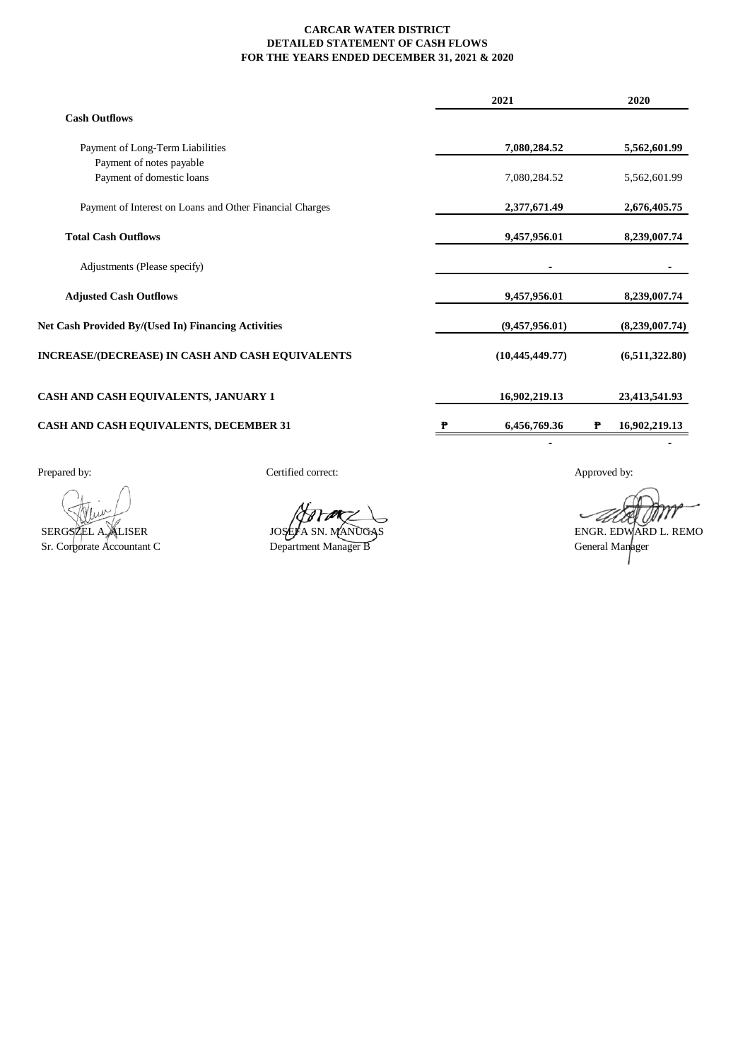**CARCAR WATER DISTRICT**
**DETAILED STATEMENT OF CASH FLOWS**
**FOR THE YEARS ENDED DECEMBER 31, 2021 & 2020**

| | 2021 | 2020 |
|---|---|---|
| **Cash Outflows** | | |
| Payment of Long-Term Liabilities | **7,080,284.52** | **5,562,601.99** |
| Payment of notes payable | | |
| Payment of domestic loans | 7,080,284.52 | 5,562,601.99 |
| Payment of Interest on Loans and Other Financial Charges | **2,377,671.49** | **2,676,405.75** |
| **Total Cash Outflows** | **9,457,956.01** | **8,239,007.74** |
| Adjustments (Please specify) | - | - |
| **Adjusted Cash Outflows** | **9,457,956.01** | **8,239,007.74** |
| **Net Cash Provided By/(Used In) Financing Activities** | **(9,457,956.01)** | **(8,239,007.74)** |
| **INCREASE/(DECREASE) IN CASH AND CASH EQUIVALENTS** | **(10,445,449.77)** | **(6,511,322.80)** |
| **CASH AND CASH EQUIVALENTS, JANUARY 1** | **16,902,219.13** | **23,413,541.93** |
| **CASH AND CASH EQUIVALENTS, DECEMBER 31** | **₱ 6,456,769.36** | **₱ 16,902,219.13** |
| | - | - |

| Prepared by: | Certified correct: | Approved by: |
|---|---|---|
| SERGSZEL A. ALISER | JOSEFA SN. MANUGAS | ENGR. EDWARD L. REMO |
| Sr. Corporate Accountant C | Department Manager B | General Manager |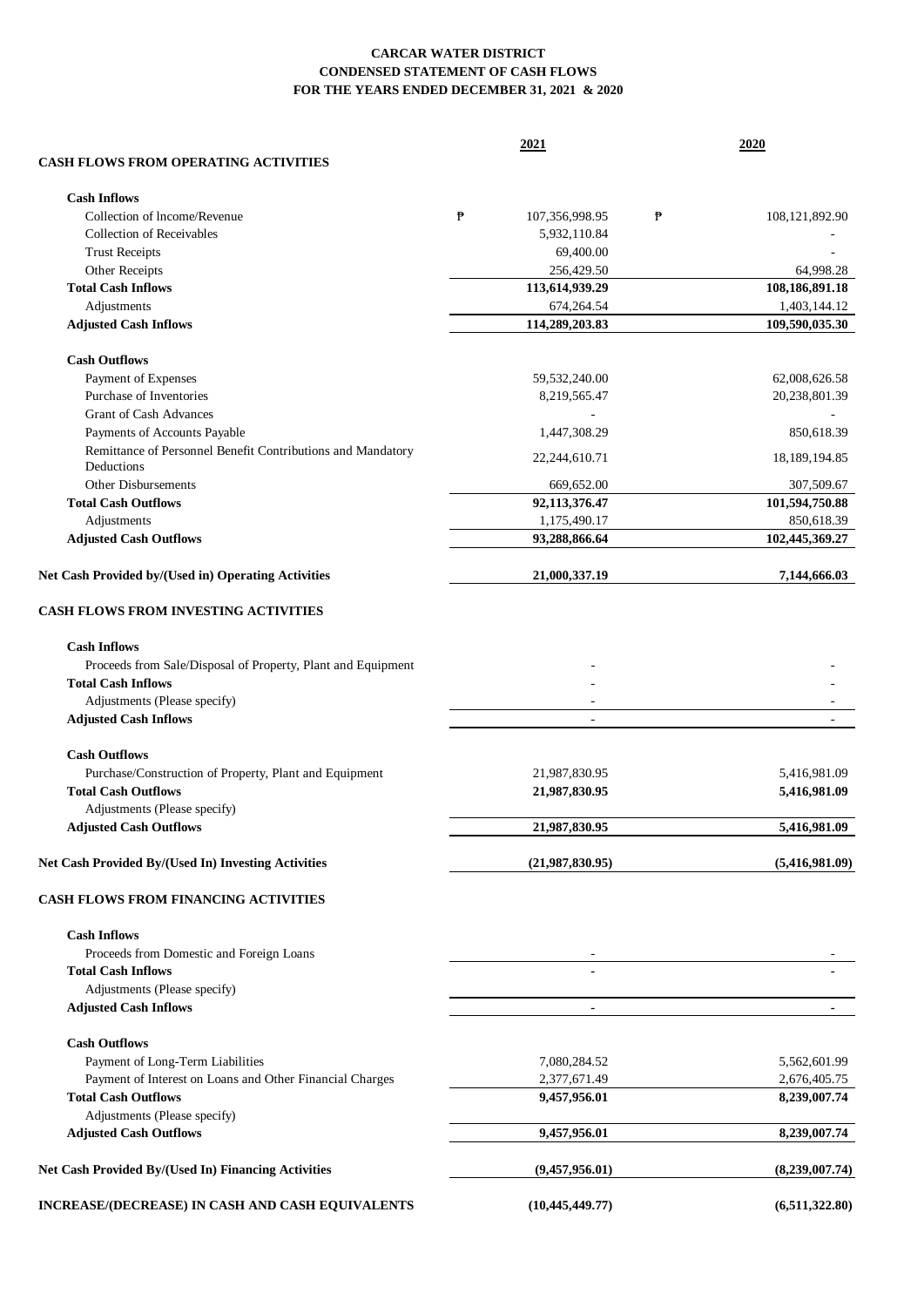**CARCAR WATER DISTRICT**
**CONDENSED STATEMENT OF CASH FLOWS**
**FOR THE YEARS ENDED DECEMBER 31, 2021 & 2020**

| | 2021 | 2020 |
|---|---|---|
| **CASH FLOWS FROM OPERATING ACTIVITIES** | | |
| **Cash Inflows** | | |
| Collection of lncome/Revenue | ₱ 107,356,998.95 | ₱ 108,121,892.90 |
| Collection of Receivables | 5,932,110.84 | - |
| Trust Receipts | 69,400.00 | - |
| Other Receipts | 256,429.50 | 64,998.28 |
| **Total Cash Inflows** | **113,614,939.29** | **108,186,891.18** |
| Adjustments | 674,264.54 | 1,403,144.12 |
| **Adjusted Cash Inflows** | **114,289,203.83** | **109,590,035.30** |
| **Cash Outflows** | | |
| Payment of Expenses | 59,532,240.00 | 62,008,626.58 |
| Purchase of Inventories | 8,219,565.47 | 20,238,801.39 |
| Grant of Cash Advances | - | - |
| Payments of Accounts Payable | 1,447,308.29 | 850,618.39 |
| Remittance of Personnel Benefit Contributions and Mandatory Deductions | 22,244,610.71 | 18,189,194.85 |
| Other Disbursements | 669,652.00 | 307,509.67 |
| **Total Cash Outflows** | **92,113,376.47** | **101,594,750.88** |
| Adjustments | 1,175,490.17 | 850,618.39 |
| **Adjusted Cash Outflows** | **93,288,866.64** | **102,445,369.27** |
| **Net Cash Provided by/(Used in) Operating Activities** | **21,000,337.19** | **7,144,666.03** |
| **CASH FLOWS FROM INVESTING ACTIVITIES** | | |
| **Cash Inflows** | | |
| Proceeds from Sale/Disposal of Property, Plant and Equipment | - | - |
| **Total Cash Inflows** | - | - |
| Adjustments (Please specify) | - | - |
| **Adjusted Cash Inflows** | - | - |
| **Cash Outflows** | | |
| Purchase/Construction of Property, Plant and Equipment | 21,987,830.95 | 5,416,981.09 |
| **Total Cash Outflows** | **21,987,830.95** | **5,416,981.09** |
| Adjustments (Please specify) | | |
| **Adjusted Cash Outflows** | **21,987,830.95** | **5,416,981.09** |
| **Net Cash Provided By/(Used In) Investing Activities** | **(21,987,830.95)** | **(5,416,981.09)** |
| **CASH FLOWS FROM FINANCING ACTIVITIES** | | |
| **Cash Inflows** | | |
| Proceeds from Domestic and Foreign Loans | - | - |
| **Total Cash Inflows** | - | - |
| Adjustments (Please specify) | | |
| **Adjusted Cash Inflows** | - | - |
| **Cash Outflows** | | |
| Payment of Long-Term Liabilities | 7,080,284.52 | 5,562,601.99 |
| Payment of Interest on Loans and Other Financial Charges | 2,377,671.49 | 2,676,405.75 |
| **Total Cash Outflows** | **9,457,956.01** | **8,239,007.74** |
| Adjustments (Please specify) | | |
| **Adjusted Cash Outflows** | **9,457,956.01** | **8,239,007.74** |
| **Net Cash Provided By/(Used In) Financing Activities** | **(9,457,956.01)** | **(8,239,007.74)** |
| **INCREASE/(DECREASE) IN CASH AND CASH EQUIVALENTS** | **(10,445,449.77)** | **(6,511,322.80)** |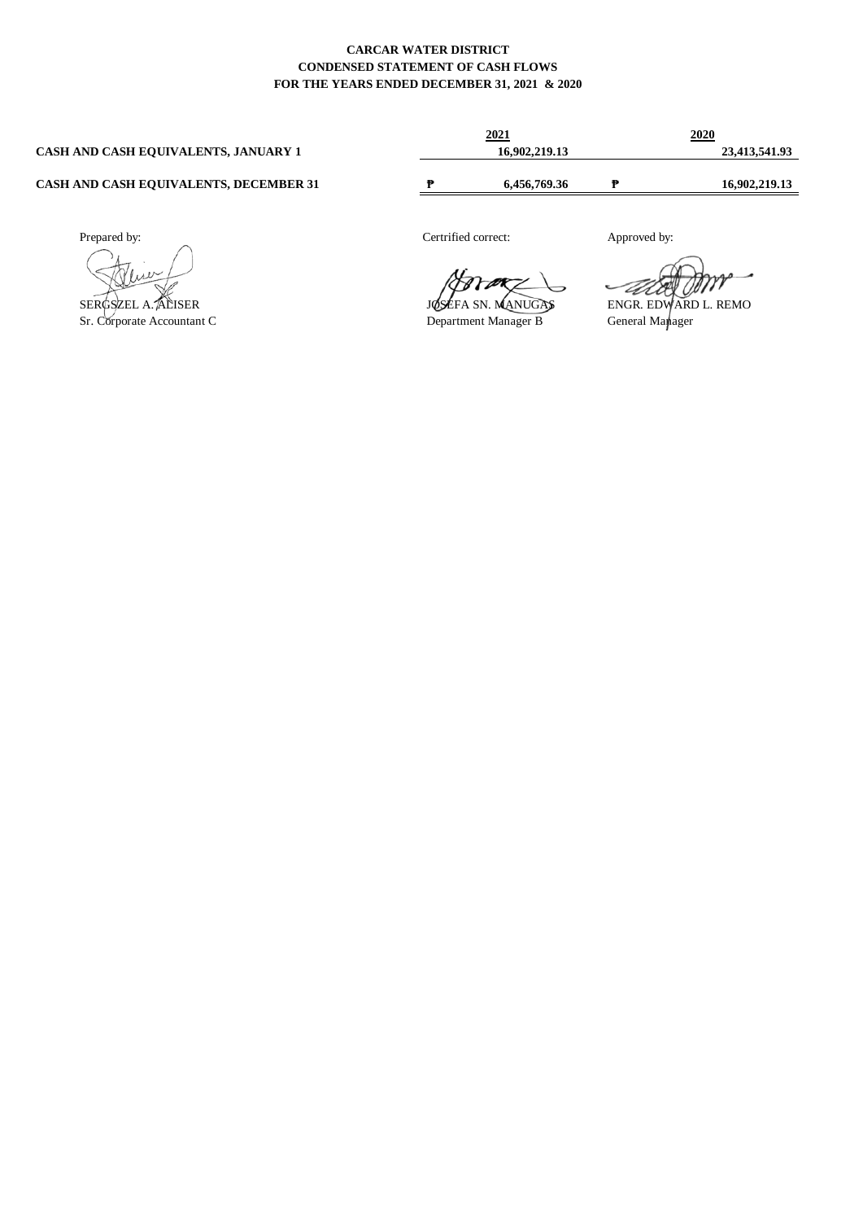**CARCAR WATER DISTRICT**
**CONDENSED STATEMENT OF CASH FLOWS**
**FOR THE YEARS ENDED DECEMBER 31, 2021 & 2020**

| | 2021 | 2020 |
|---|---|---|
| **CASH AND CASH EQUIVALENTS, JANUARY 1** | 16,902,219.13 | 23,413,541.93 |
| **CASH AND CASH EQUIVALENTS, DECEMBER 31** | ₱ 6,456,769.36 | ₱ 16,902,219.13 |

| Prepared by: | Certrified correct: | Approved by: |
|---|---|---|
| SERGSZEL A. ALISER | JOSEFA SN. MANUGAS | ENGR. EDWARD L. REMO |
| Sr. Corporate Accountant C | Department Manager B | General Manager |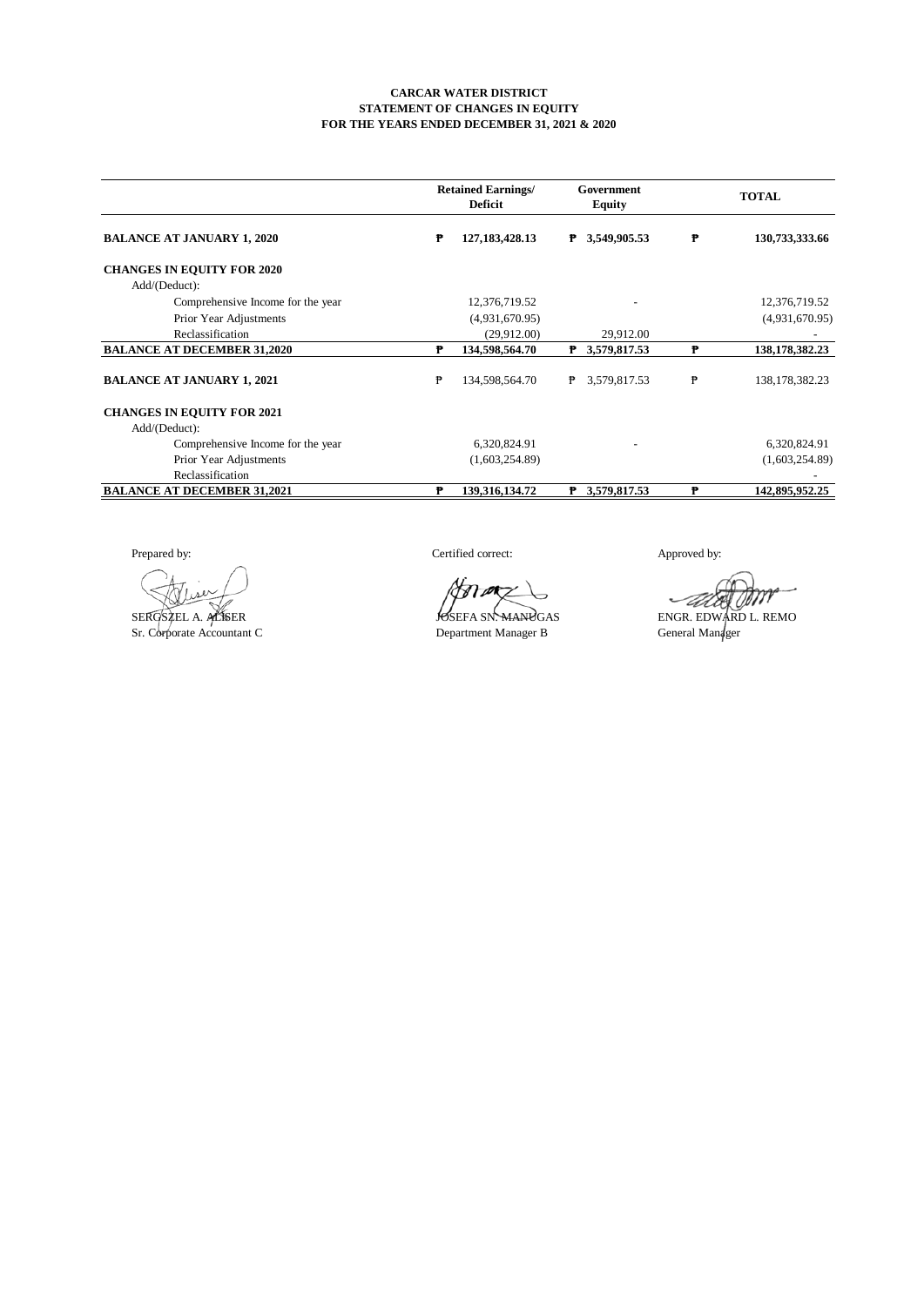**CARCAR WATER DISTRICT**
**STATEMENT OF CHANGES IN EQUITY**
**FOR THE YEARS ENDED DECEMBER 31, 2021 & 2020**

| | Retained Earnings/ Deficit | Government Equity | TOTAL |
|---|---|---|---|
| **BALANCE AT JANUARY 1, 2020** | **₱ 127,183,428.13** | **₱ 3,549,905.53** | **₱ 130,733,333.66** |
| **CHANGES IN EQUITY FOR 2020** | | | |
| Add/(Deduct): | | | |
| Comprehensive Income for the year | 12,376,719.52 | - | 12,376,719.52 |
| Prior Year Adjustments | (4,931,670.95) | | (4,931,670.95) |
| Reclassification | (29,912.00) | 29,912.00 | - |
| **BALANCE AT DECEMBER 31,2020** | **₱ 134,598,564.70** | **₱ 3,579,817.53** | **₱ 138,178,382.23** |
| **BALANCE AT JANUARY 1, 2021** | ₱ 134,598,564.70 | ₱ 3,579,817.53 | ₱ 138,178,382.23 |
| **CHANGES IN EQUITY FOR 2021** | | | |
| Add/(Deduct): | | | |
| Comprehensive Income for the year | 6,320,824.91 | - | 6,320,824.91 |
| Prior Year Adjustments | (1,603,254.89) | | (1,603,254.89) |
| Reclassification | | | - |
| **BALANCE AT DECEMBER 31,2021** | **₱ 139,316,134.72** | **₱ 3,579,817.53** | **₱ 142,895,952.25** |

Prepared by:

SERGSZEL A. ALISER
Sr. Corporate Accountant C

Certified correct:

JOSEFA SN. MANUGAS
Department Manager B

Approved by:

ENGR. EDWARD L. REMO
General Manager